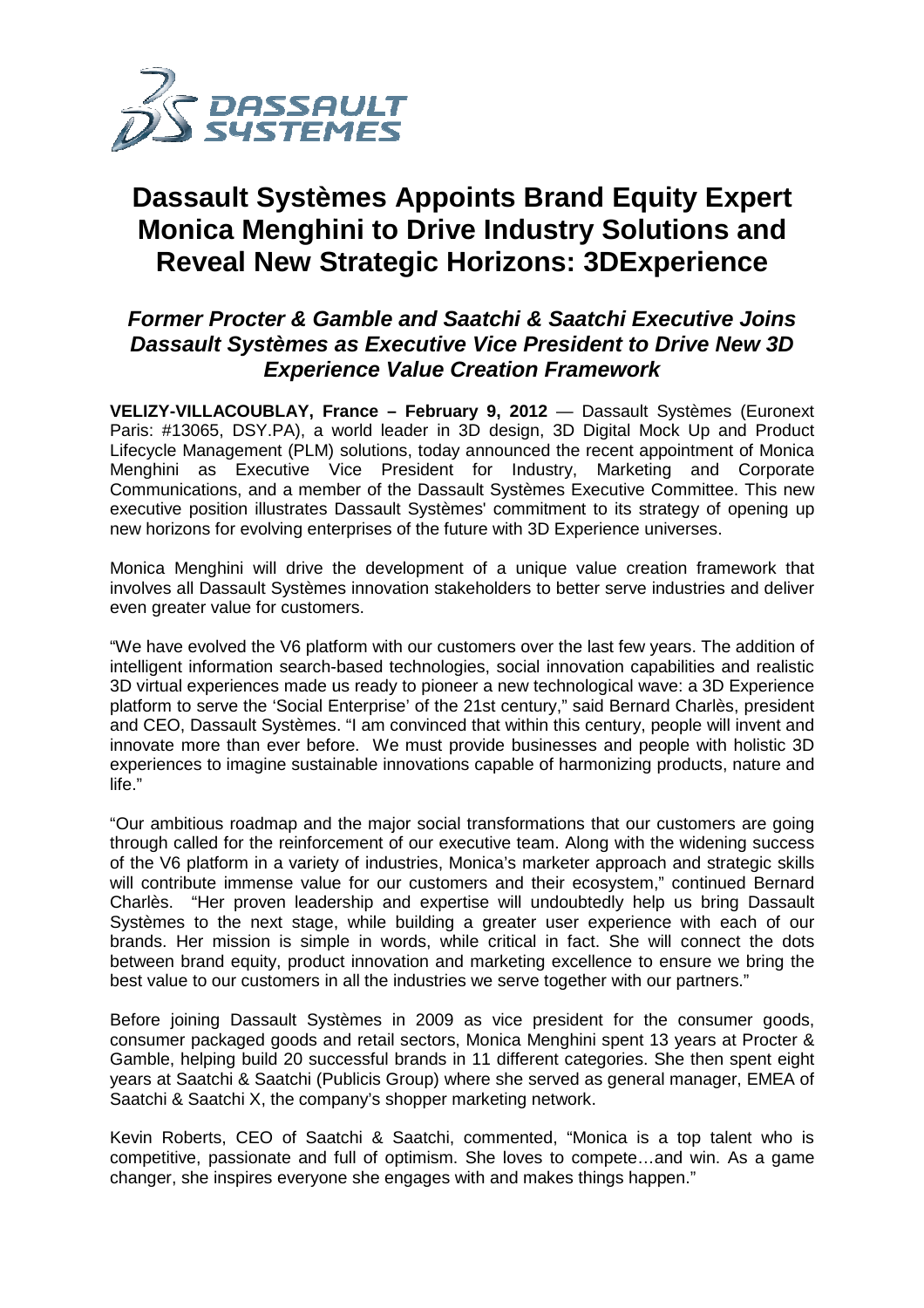# Dassault Systèmes Appoints Brand Equity Expert Monica Menghini to Drive Industry Solutions and Reveal New Strategic Horizons: 3DExperience

## *Former Procter & Gamble and Saatchi & Saatchi Executive Joins Dassault Systèmes as Executive Vice President to Drive New 3D Experience Value Creation Framework*

**VELIZY-VILLACOUBLAY, France – February 9, 2012** — Dassault Systèmes (Euronext Paris: #13065, DSY.PA), a world leader in 3D design, 3D Digital Mock Up and Product Lifecycle Management (PLM) solutions, today announced the recent appointment of Monica Menghini as Executive Vice President for Industry, Marketing and Corporate Communications, and a member of the Dassault Systèmes Executive Committee. This new executive position illustrates Dassault Systèmes' commitment to its strategy of opening up new horizons for evolving enterprises of the future with 3D Experience universes.

Monica Menghini will drive the development of a unique value creation framework that involves all Dassault Systèmes innovation stakeholders to better serve industries and deliver even greater value for customers.

"We have evolved the V6 platform with our customers over the last few years. The addition of intelligent information search-based technologies, social innovation capabilities and realistic 3D virtual experiences made us ready to pioneer a new technological wave: a 3D Experience platform to serve the 'Social Enterprise' of the 21st century," said Bernard Charlès, president and CEO, Dassault Systèmes. "I am convinced that within this century, people will invent and innovate more than ever before. We must provide businesses and people with holistic 3D experiences to imagine sustainable innovations capable of harmonizing products, nature and life."

"Our ambitious roadmap and the major social transformations that our customers are going through called for the reinforcement of our executive team. Along with the widening success of the V6 platform in a variety of industries, Monica's marketer approach and strategic skills will contribute immense value for our customers and their ecosystem," continued Bernard Charlès. "Her proven leadership and expertise will undoubtedly help us bring Dassault Systèmes to the next stage, while building a greater user experience with each of our brands. Her mission is simple in words, while critical in fact. She will connect the dots between brand equity, product innovation and marketing excellence to ensure we bring the best value to our customers in all the industries we serve together with our partners."

Before joining Dassault Systèmes in 2009 as vice president for the consumer goods, consumer packaged goods and retail sectors, Monica Menghini spent 13 years at Procter & Gamble, helping build 20 successful brands in 11 different categories. She then spent eight years at Saatchi & Saatchi (Publicis Group) where she served as general manager, EMEA of Saatchi & Saatchi X, the company's shopper marketing network.

Kevin Roberts, CEO of Saatchi & Saatchi, commented, "Monica is a top talent who is competitive, passionate and full of optimism. She loves to compete…and win. As a game changer, she inspires everyone she engages with and makes things happen."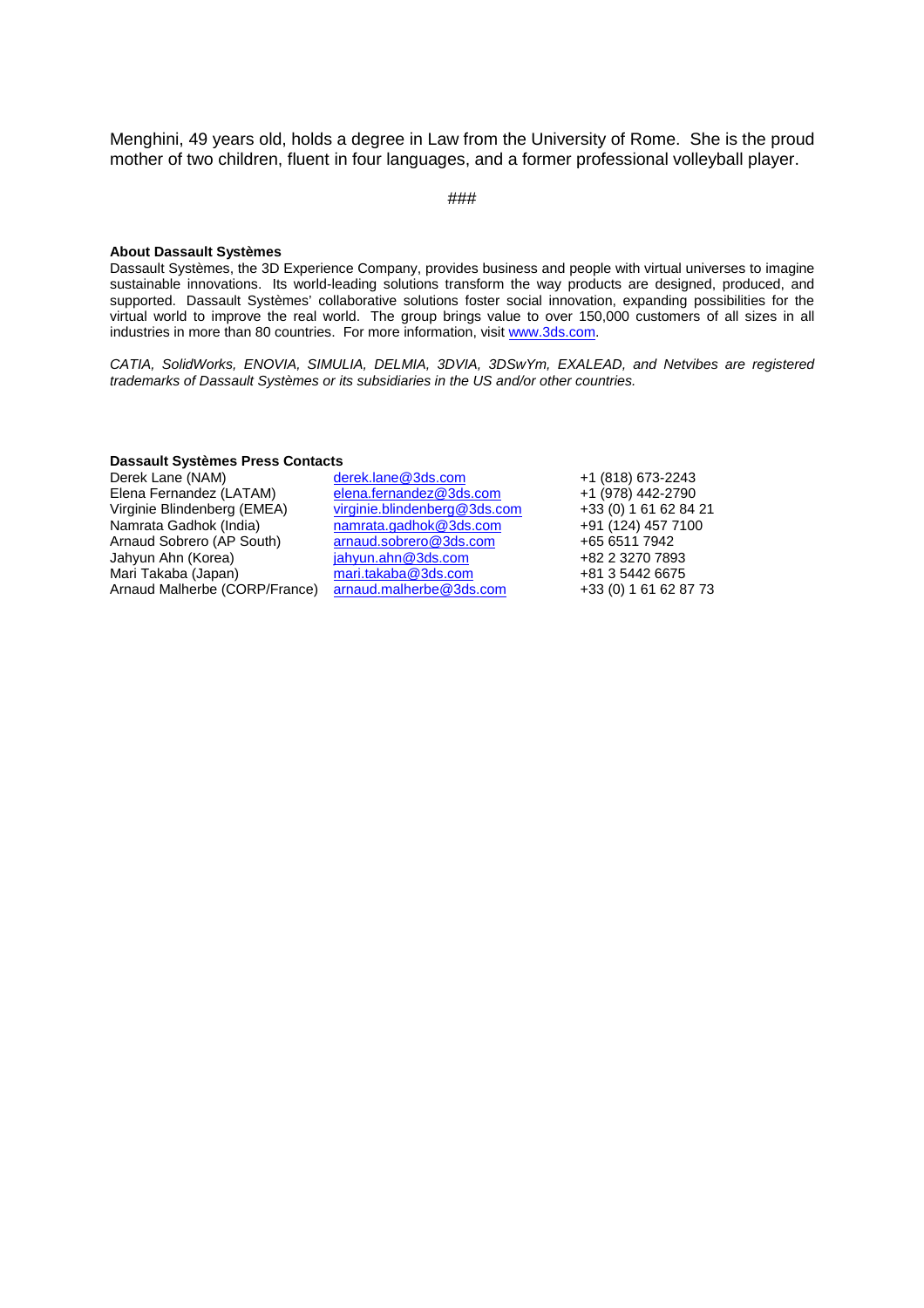Menghini, 49 years old, holds a degree in Law from the University of Rome. She is the proud mother of two children, fluent in four languages, and a former professional volleyball player.

###

**About Dassault Systèmes**
Dassault Systèmes, the 3D Experience Company, provides business and people with virtual universes to imagine sustainable innovations. Its world-leading solutions transform the way products are designed, produced, and supported. Dassault Systèmes' collaborative solutions foster social innovation, expanding possibilities for the virtual world to improve the real world. The group brings value to over 150,000 customers of all sizes in all industries in more than 80 countries. For more information, visit www.3ds.com.

*CATIA, SolidWorks, ENOVIA, SIMULIA, DELMIA, 3DVIA, 3DSwYm, EXALEAD, and Netvibes are registered trademarks of Dassault Systèmes or its subsidiaries in the US and/or other countries.*

**Dassault Systèmes Press Contacts**

| | | |
|---|---|---|
| Derek Lane (NAM) | derek.lane@3ds.com | +1 (818) 673-2243 |
| Elena Fernandez (LATAM) | elena.fernandez@3ds.com | +1 (978) 442-2790 |
| Virginie Blindenberg (EMEA) | virginie.blindenberg@3ds.com | +33 (0) 1 61 62 84 21 |
| Namrata Gadhok (India) | namrata.gadhok@3ds.com | +91 (124) 457 7100 |
| Arnaud Sobrero (AP South) | arnaud.sobrero@3ds.com | +65 6511 7942 |
| Jahyun Ahn (Korea) | jahyun.ahn@3ds.com | +82 2 3270 7893 |
| Mari Takaba (Japan) | mari.takaba@3ds.com | +81 3 5442 6675 |
| Arnaud Malherbe (CORP/France) | arnaud.malherbe@3ds.com | +33 (0) 1 61 62 87 73 |